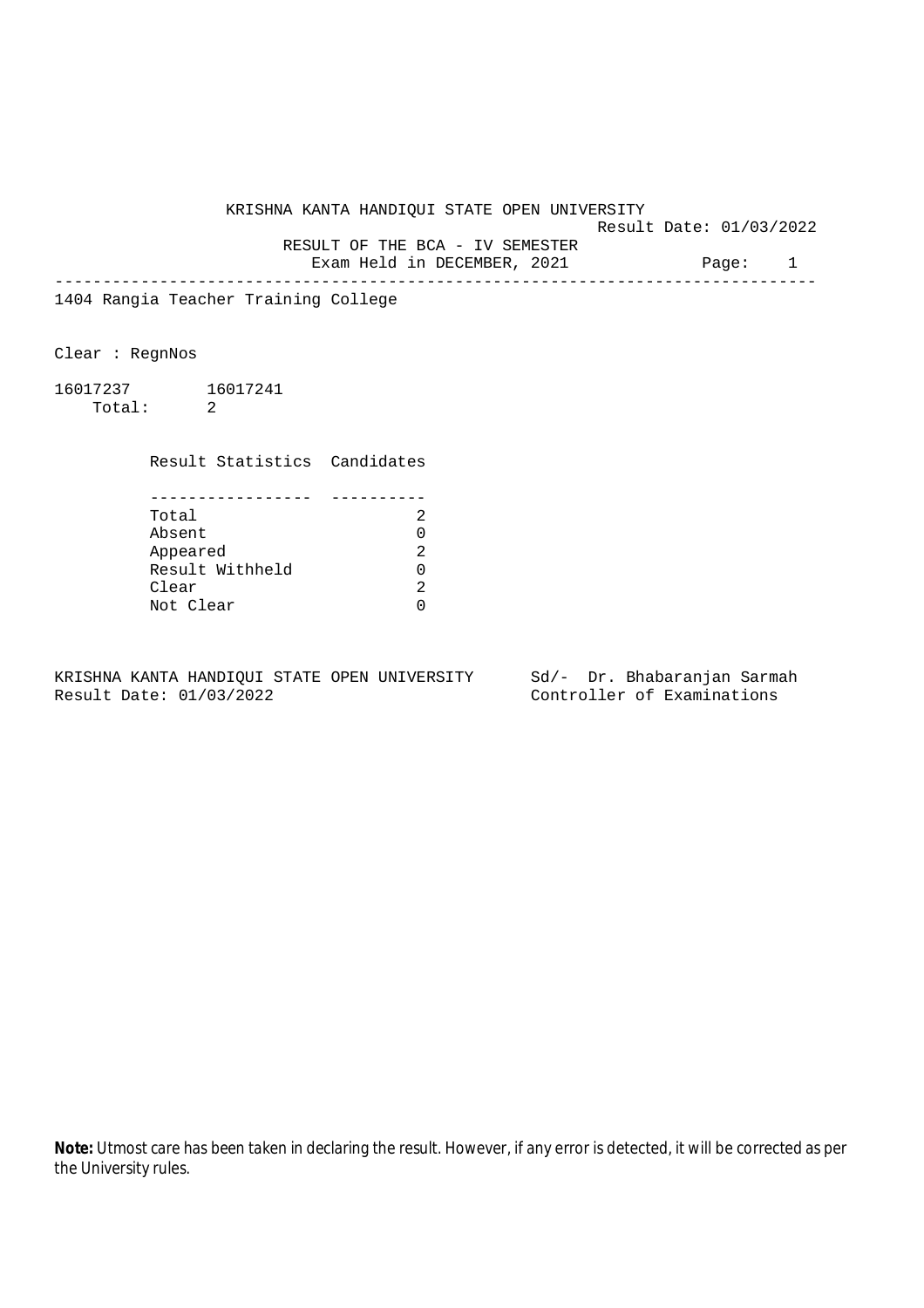# KRISHNA KANTA HANDIQUI STATE OPEN UNIVERSITY

Result Date: 01/03/2022

RESULT OF THE BCA - IV SEMESTER
Exam Held in DECEMBER, 2021

---

1404 Rangia Teacher Training College

Clear : RegnNos

16017237 16017241
Total: 2

| Result Statistics | Candidates |
|---|---|
| Total | 2 |
| Absent | 0 |
| Appeared | 2 |
| Result Withheld | 0 |
| Clear | 2 |
| Not Clear | 0 |

KRISHNA KANTA HANDIQUI STATE OPEN UNIVERSITY
Result Date: 01/03/2022

Sd/- Dr. Bhabaranjan Sarmah
Controller of Examinations

**Note:** Utmost care has been taken in declaring the result. However, if any error is detected, it will be corrected as per the University rules.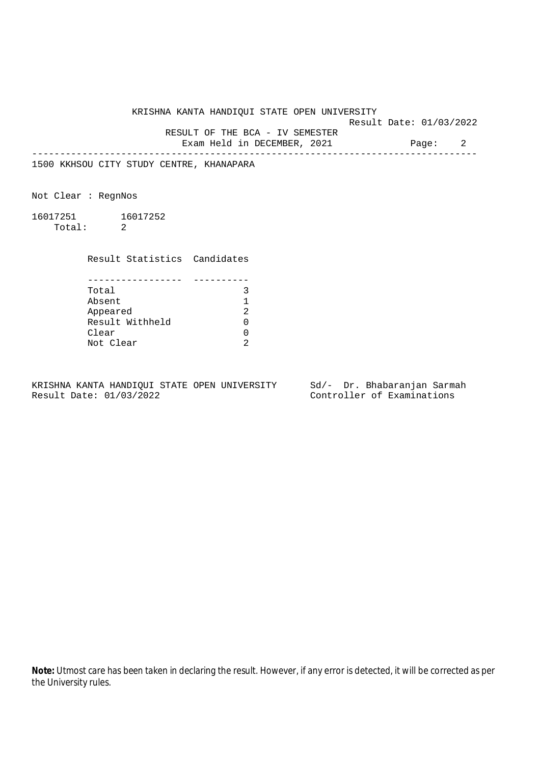KRISHNA KANTA HANDIQUI STATE OPEN UNIVERSITY

Result Date: 01/03/2022

RESULT OF THE BCA - IV SEMESTER

Exam Held in DECEMBER, 2021

---

1500 KKHSOU CITY STUDY CENTRE, KHANAPARA

Not Clear : RegnNos

16017251 16017252

Total: 2

| Result Statistics | Candidates |
|---|---|
| Total | 3 |
| Absent | 1 |
| Appeared | 2 |
| Result Withheld | 0 |
| Clear | 0 |
| Not Clear | 2 |

KRISHNA KANTA HANDIQUI STATE OPEN UNIVERSITY
Result Date: 01/03/2022

Sd/- Dr. Bhabaranjan Sarmah
Controller of Examinations

**Note:** Utmost care has been taken in declaring the result. However, if any error is detected, it will be corrected as per the University rules.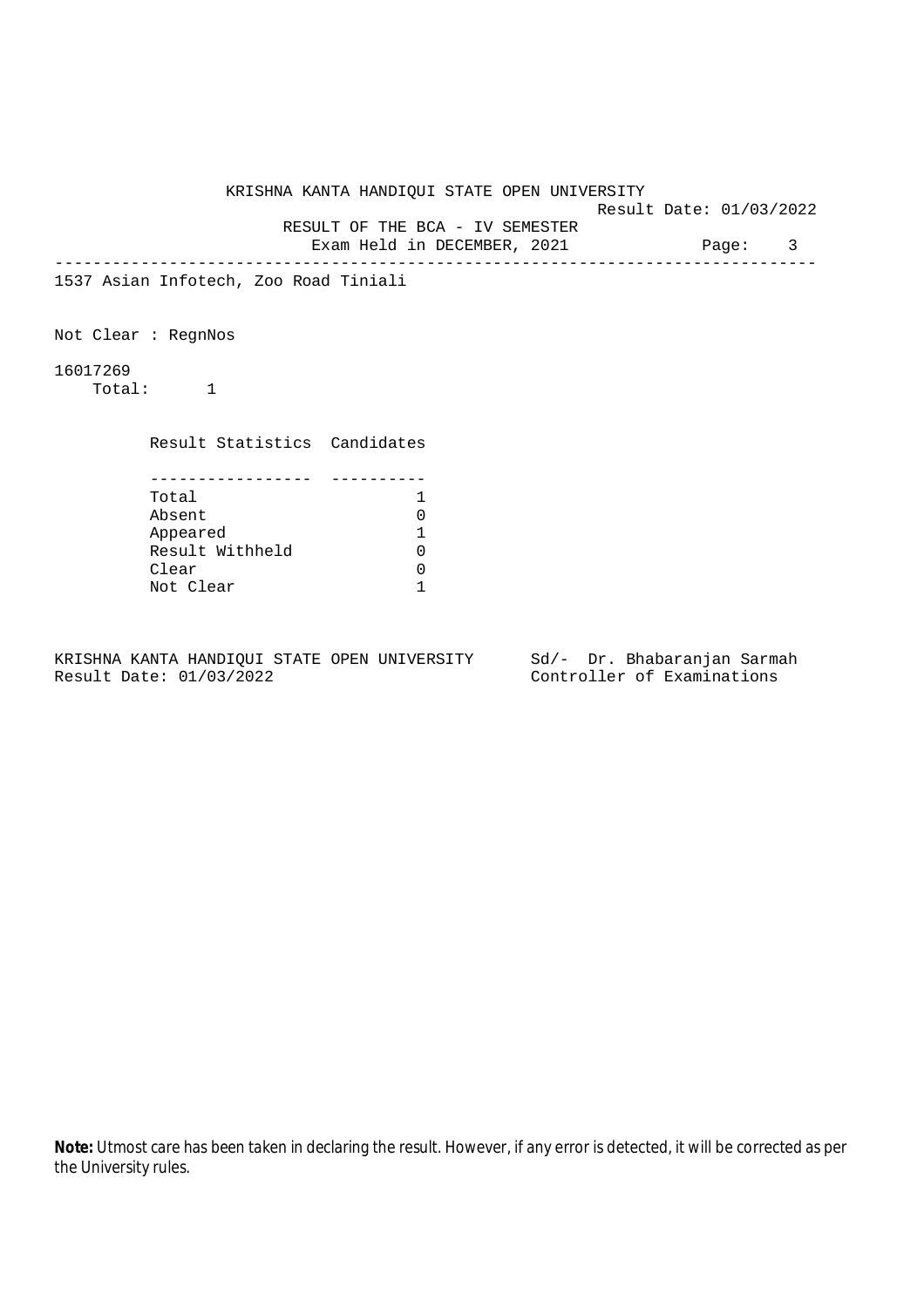KRISHNA KANTA HANDIQUI STATE OPEN UNIVERSITY

Result Date: 01/03/2022

RESULT OF THE BCA - IV SEMESTER

Exam Held in DECEMBER, 2021

---

1537 Asian Infotech, Zoo Road Tiniali

Not Clear : RegnNos

16017269

Total: 1

| Result Statistics | Candidates |
|---|---|
| Total | 1 |
| Absent | 0 |
| Appeared | 1 |
| Result Withheld | 0 |
| Clear | 0 |
| Not Clear | 1 |

KRISHNA KANTA HANDIQUI STATE OPEN UNIVERSITY
Result Date: 01/03/2022

Sd/- Dr. Bhabaranjan Sarmah
Controller of Examinations

**Note:** Utmost care has been taken in declaring the result. However, if any error is detected, it will be corrected as per the University rules.